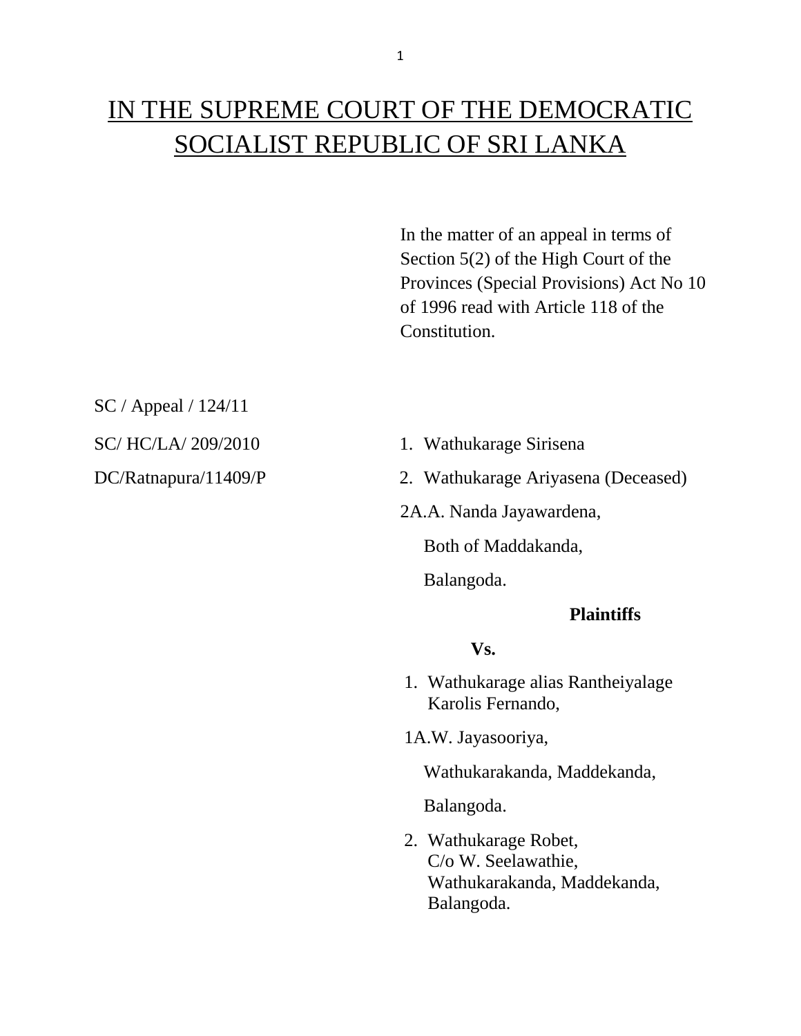# IN THE SUPREME COURT OF THE DEMOCRATIC SOCIALIST REPUBLIC OF SRI LANKA

In the matter of an appeal in terms of Section 5(2) of the High Court of the Provinces (Special Provisions) Act No 10 of 1996 read with Article 118 of the Constitution.

SC / Appeal / 124/11

SC/ HC/LA/ 209/2010

DC/Ratnapura/11409/P

1. Wathukarage Sirisena
2. Wathukarage Ariyasena (Deceased)

2A.A. Nanda Jayawardena,
Both of Maddakanda,
Balangoda.

**Plaintiffs**

**Vs.**

1. Wathukarage alias Rantheiyalage Karolis Fernando,

1A.W. Jayasooriya,
Wathukarakanda, Maddekanda,
Balangoda.

2. Wathukarage Robet,
C/o W. Seelawathie,
Wathukarakanda, Maddekanda,
Balangoda.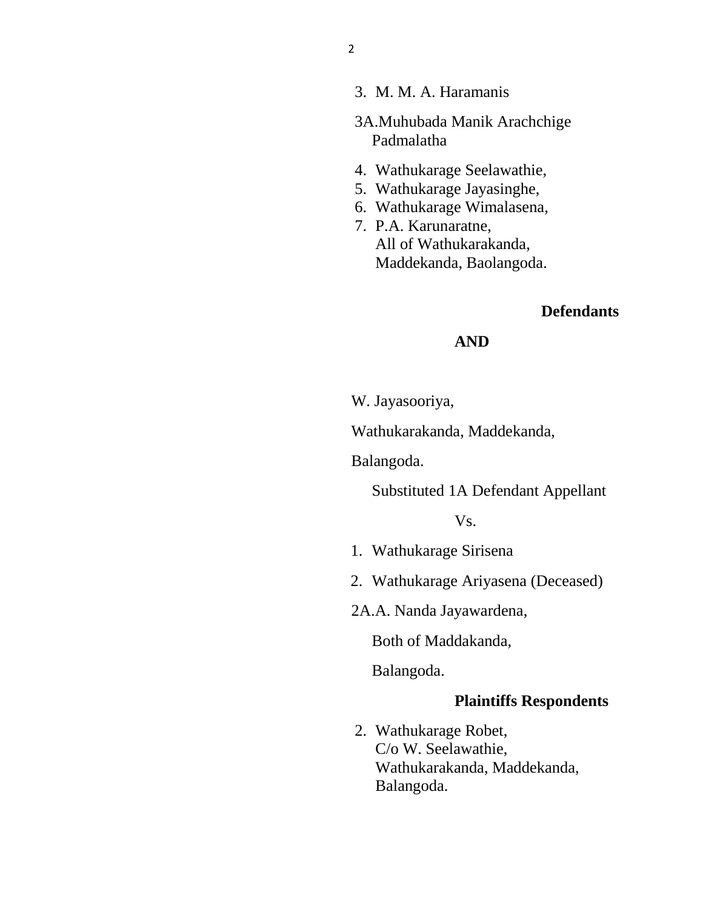3. M. M. A. Haramanis

3A.Muhubada Manik Arachchige Padmalatha

4. Wathukarage Seelawathie,
5. Wathukarage Jayasinghe,
6. Wathukarage Wimalasena,
7. P.A. Karunaratne,
   All of Wathukarakanda,
   Maddekanda, Baolangoda.

**Defendants**

**AND**

W. Jayasooriya,

Wathukarakanda, Maddekanda,

Balangoda.

Substituted 1A Defendant Appellant

Vs.

1. Wathukarage Sirisena

2. Wathukarage Ariyasena (Deceased)

2A.A. Nanda Jayawardena,

Both of Maddakanda,

Balangoda.

**Plaintiffs Respondents**

2. Wathukarage Robet,
   C/o W. Seelawathie,
   Wathukarakanda, Maddekanda,
   Balangoda.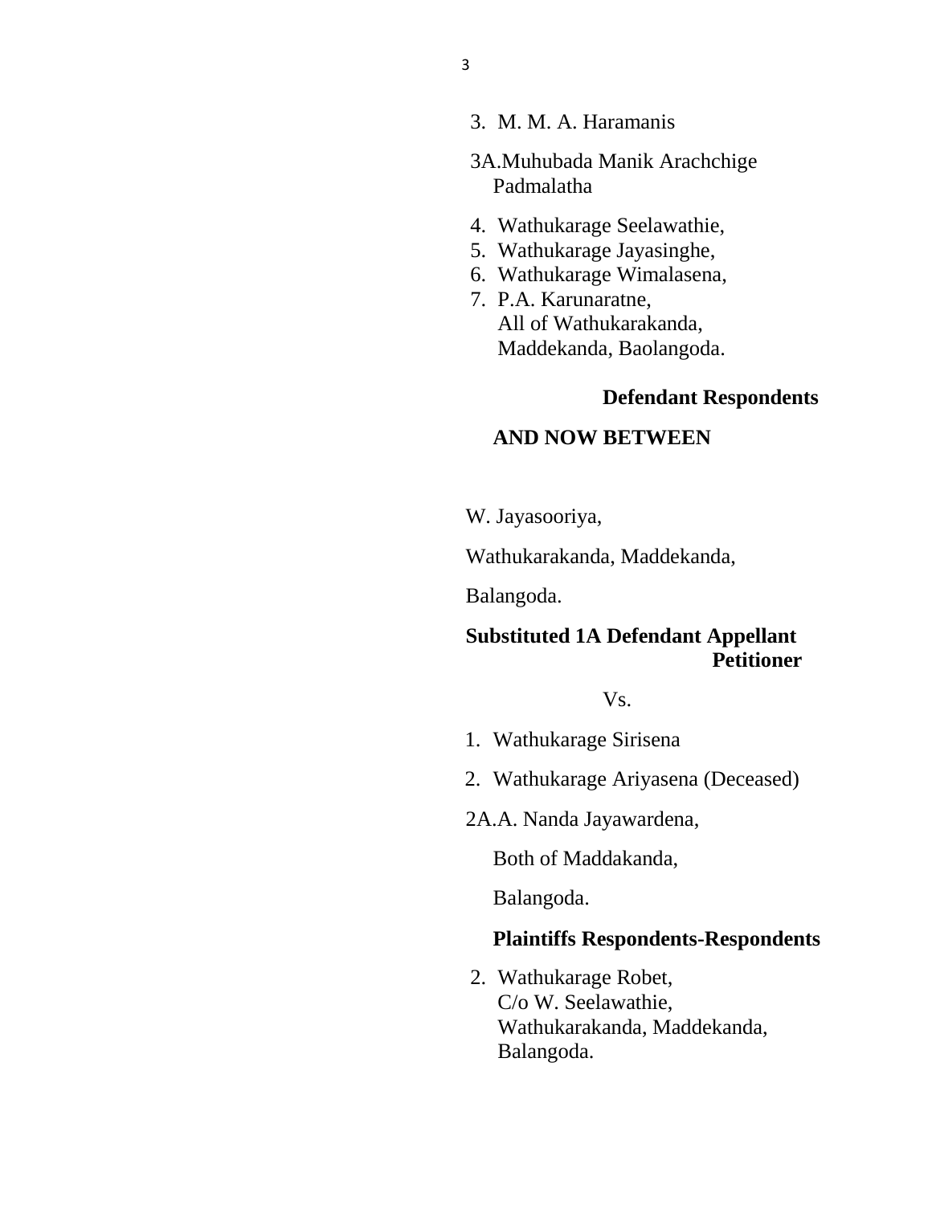3. M. M. A. Haramanis

3A.Muhubada Manik Arachchige Padmalatha

4. Wathukarage Seelawathie,
5. Wathukarage Jayasinghe,
6. Wathukarage Wimalasena,
7. P.A. Karunaratne,
   All of Wathukarakanda,
   Maddekanda, Baolangoda.

**Defendant Respondents**

**AND NOW BETWEEN**

W. Jayasooriya,

Wathukarakanda, Maddekanda,

Balangoda.

**Substituted 1A Defendant Appellant Petitioner**

Vs.

1. Wathukarage Sirisena

2. Wathukarage Ariyasena (Deceased)

2A.A. Nanda Jayawardena,

Both of Maddakanda,

Balangoda.

**Plaintiffs Respondents-Respondents**

2. Wathukarage Robet,
   C/o W. Seelawathie,
   Wathukarakanda, Maddekanda,
   Balangoda.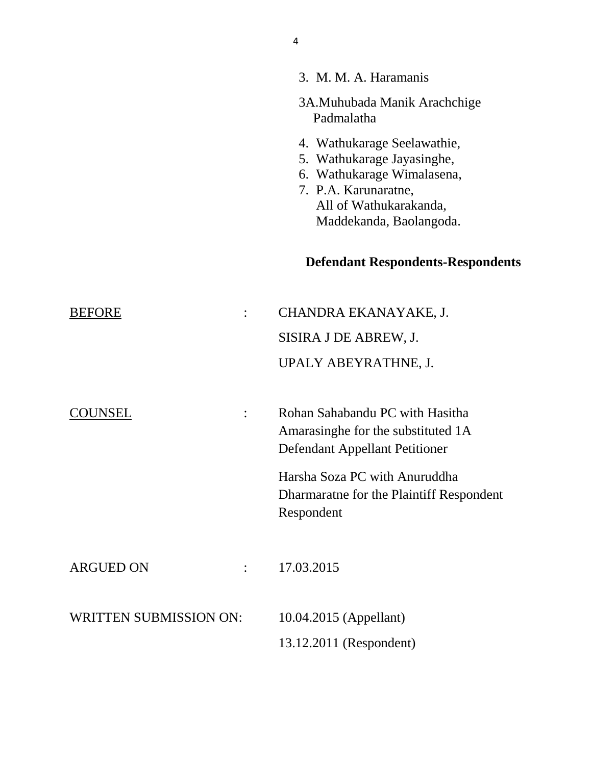3. M. M. A. Haramanis

3A.Muhubada Manik Arachchige Padmalatha

4. Wathukarage Seelawathie,
5. Wathukarage Jayasinghe,
6. Wathukarage Wimalasena,
7. P.A. Karunaratne,
   All of Wathukarakanda,
   Maddekanda, Baolangoda.

**Defendant Respondents-Respondents**

BEFORE : CHANDRA EKANAYAKE, J.
SISIRA J DE ABREW, J.
UPALY ABEYRATHNE, J.

COUNSEL : Rohan Sahabandu PC with Hasitha Amarasinghe for the substituted 1A Defendant Appellant Petitioner

Harsha Soza PC with Anuruddha Dharmaratne for the Plaintiff Respondent Respondent

ARGUED ON : 17.03.2015

WRITTEN SUBMISSION ON: 10.04.2015 (Appellant)
13.12.2011 (Respondent)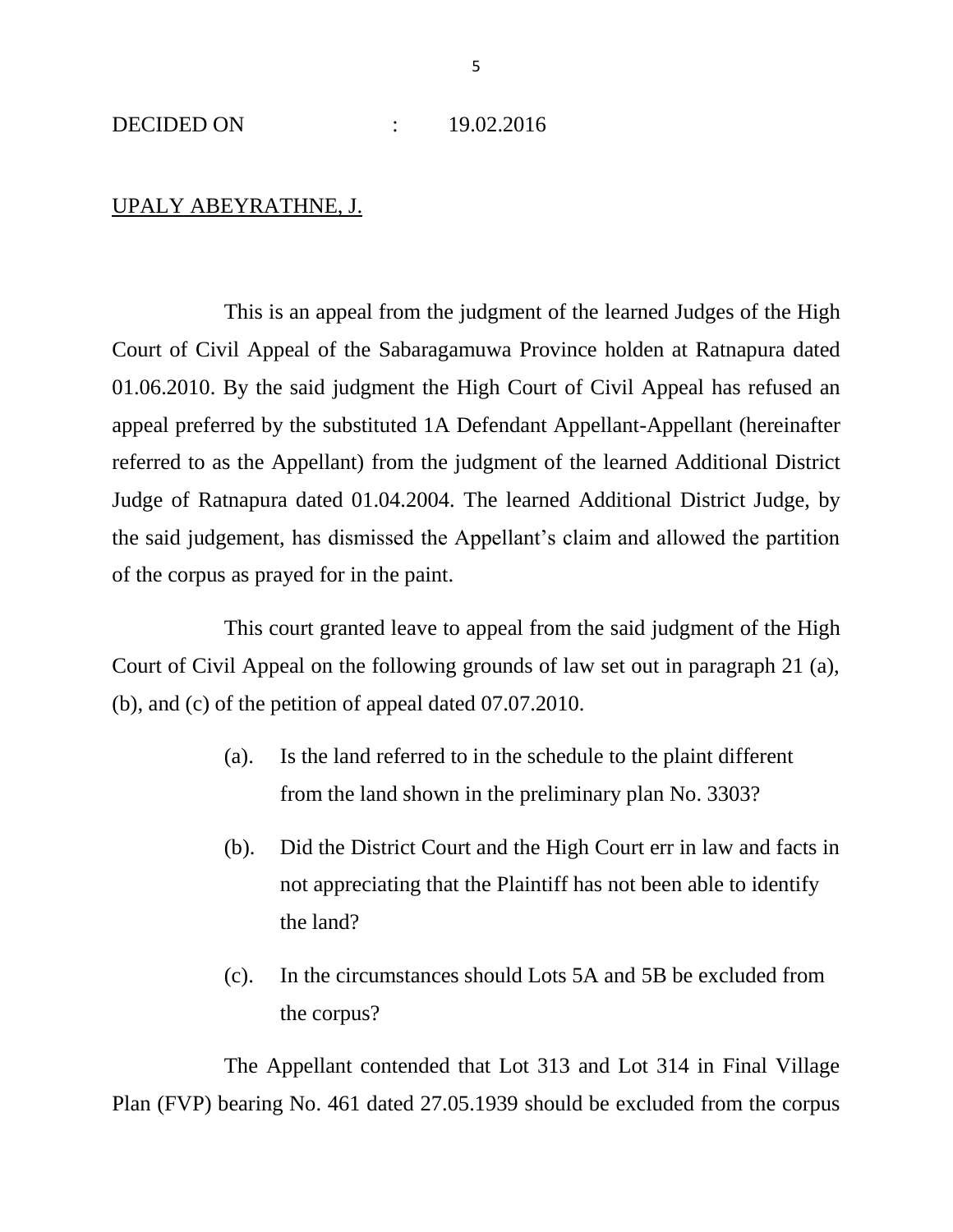DECIDED ON : 19.02.2016

UPALY ABEYRATHNE, J.

This is an appeal from the judgment of the learned Judges of the High Court of Civil Appeal of the Sabaragamuwa Province holden at Ratnapura dated 01.06.2010. By the said judgment the High Court of Civil Appeal has refused an appeal preferred by the substituted 1A Defendant Appellant-Appellant (hereinafter referred to as the Appellant) from the judgment of the learned Additional District Judge of Ratnapura dated 01.04.2004. The learned Additional District Judge, by the said judgement, has dismissed the Appellant's claim and allowed the partition of the corpus as prayed for in the paint.

This court granted leave to appeal from the said judgment of the High Court of Civil Appeal on the following grounds of law set out in paragraph 21 (a), (b), and (c) of the petition of appeal dated 07.07.2010.

(a). Is the land referred to in the schedule to the plaint different from the land shown in the preliminary plan No. 3303?

(b). Did the District Court and the High Court err in law and facts in not appreciating that the Plaintiff has not been able to identify the land?

(c). In the circumstances should Lots 5A and 5B be excluded from the corpus?

The Appellant contended that Lot 313 and Lot 314 in Final Village Plan (FVP) bearing No. 461 dated 27.05.1939 should be excluded from the corpus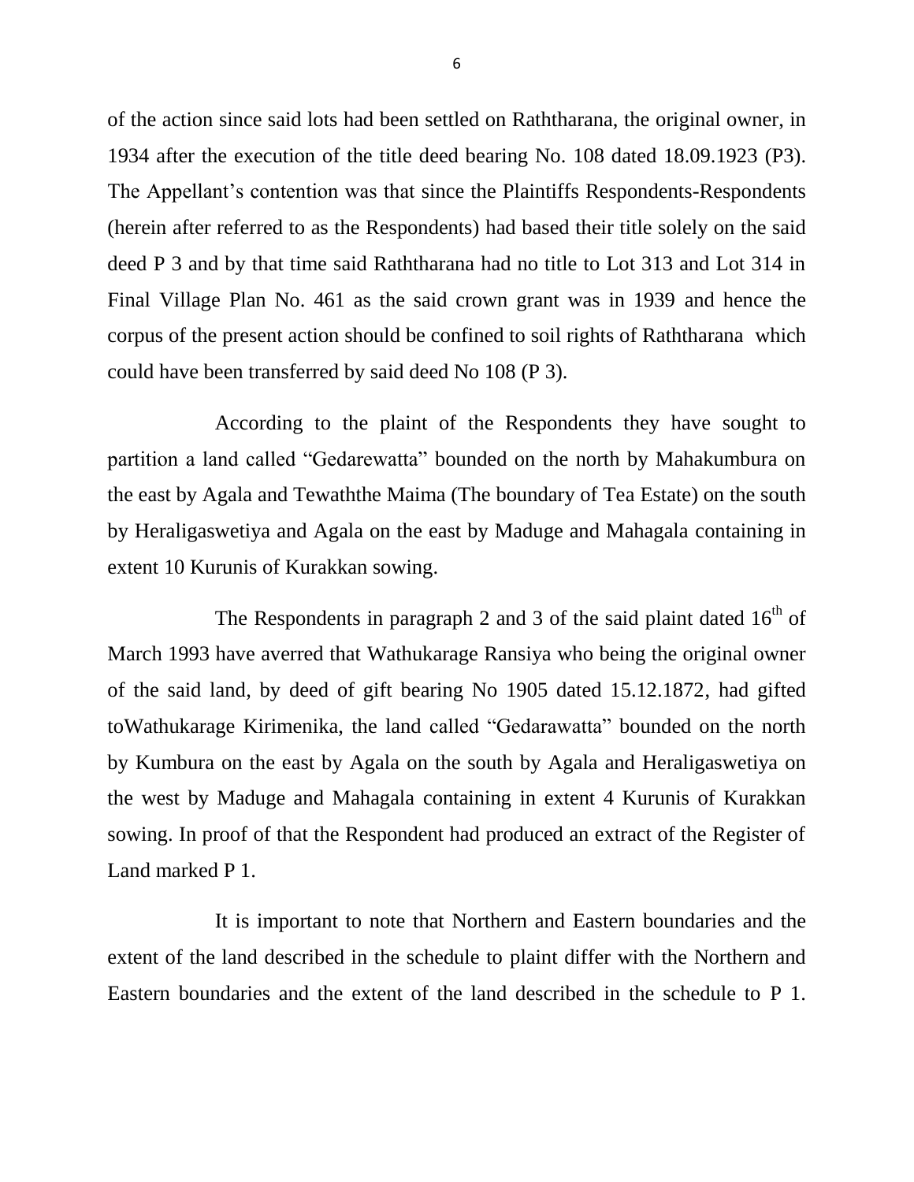of the action since said lots had been settled on Raththarana, the original owner, in 1934 after the execution of the title deed bearing No. 108 dated 18.09.1923 (P3). The Appellant's contention was that since the Plaintiffs Respondents-Respondents (herein after referred to as the Respondents) had based their title solely on the said deed P 3 and by that time said Raththarana had no title to Lot 313 and Lot 314 in Final Village Plan No. 461 as the said crown grant was in 1939 and hence the corpus of the present action should be confined to soil rights of Raththarana which could have been transferred by said deed No 108 (P 3).

According to the plaint of the Respondents they have sought to partition a land called "Gedarewatta" bounded on the north by Mahakumbura on the east by Agala and Tewaththe Maima (The boundary of Tea Estate) on the south by Heraligaswetiya and Agala on the east by Maduge and Mahagala containing in extent 10 Kurunis of Kurakkan sowing.

The Respondents in paragraph 2 and 3 of the said plaint dated 16th of March 1993 have averred that Wathukarage Ransiya who being the original owner of the said land, by deed of gift bearing No 1905 dated 15.12.1872, had gifted toWathukarage Kirimenika, the land called "Gedarawatta" bounded on the north by Kumbura on the east by Agala on the south by Agala and Heraligaswetiya on the west by Maduge and Mahagala containing in extent 4 Kurunis of Kurakkan sowing. In proof of that the Respondent had produced an extract of the Register of Land marked P 1.

It is important to note that Northern and Eastern boundaries and the extent of the land described in the schedule to plaint differ with the Northern and Eastern boundaries and the extent of the land described in the schedule to P 1.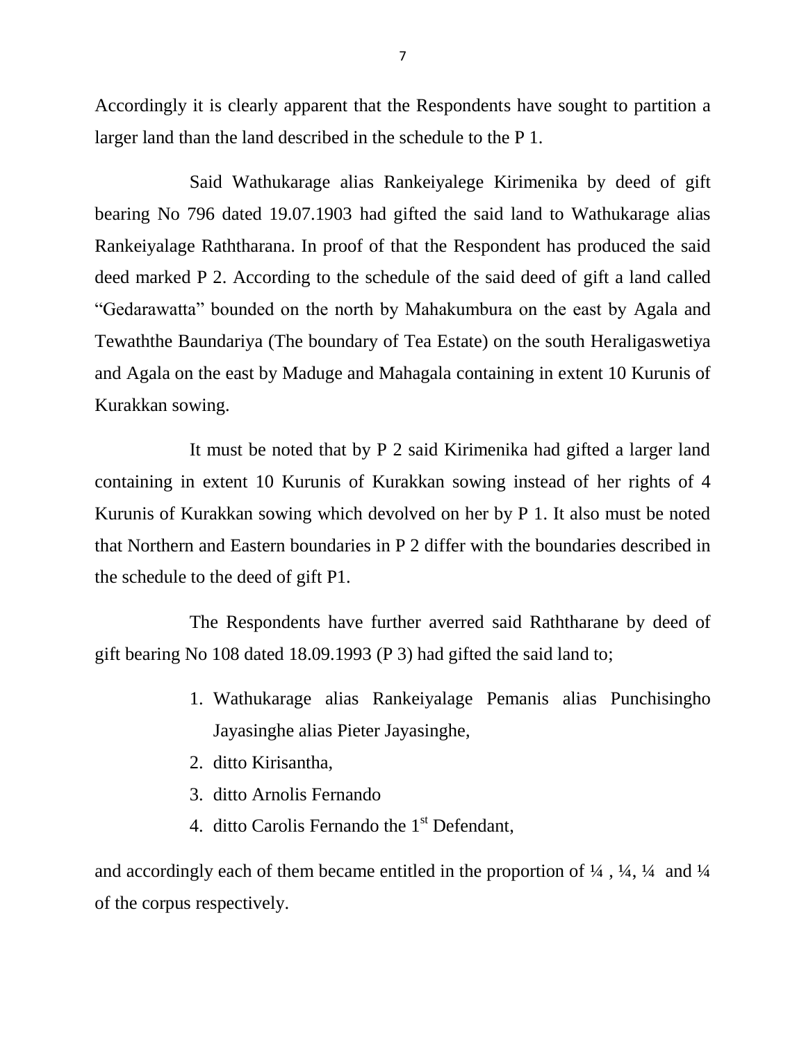Accordingly it is clearly apparent that the Respondents have sought to partition a larger land than the land described in the schedule to the P 1.

Said Wathukarage alias Rankeiyalege Kirimenika by deed of gift bearing No 796 dated 19.07.1903 had gifted the said land to Wathukarage alias Rankeiyalage Raththarana. In proof of that the Respondent has produced the said deed marked P 2. According to the schedule of the said deed of gift a land called "Gedarawatta" bounded on the north by Mahakumbura on the east by Agala and Tewaththe Baundariya (The boundary of Tea Estate) on the south Heraligaswetiya and Agala on the east by Maduge and Mahagala containing in extent 10 Kurunis of Kurakkan sowing.

It must be noted that by P 2 said Kirimenika had gifted a larger land containing in extent 10 Kurunis of Kurakkan sowing instead of her rights of 4 Kurunis of Kurakkan sowing which devolved on her by P 1. It also must be noted that Northern and Eastern boundaries in P 2 differ with the boundaries described in the schedule to the deed of gift P1.

The Respondents have further averred said Raththarane by deed of gift bearing No 108 dated 18.09.1993 (P 3) had gifted the said land to;

1. Wathukarage alias Rankeiyalage Pemanis alias Punchisingho Jayasinghe alias Pieter Jayasinghe,
2. ditto Kirisantha,
3. ditto Arnolis Fernando
4. ditto Carolis Fernando the 1st Defendant,

and accordingly each of them became entitled in the proportion of ¼ , ¼, ¼ and ¼ of the corpus respectively.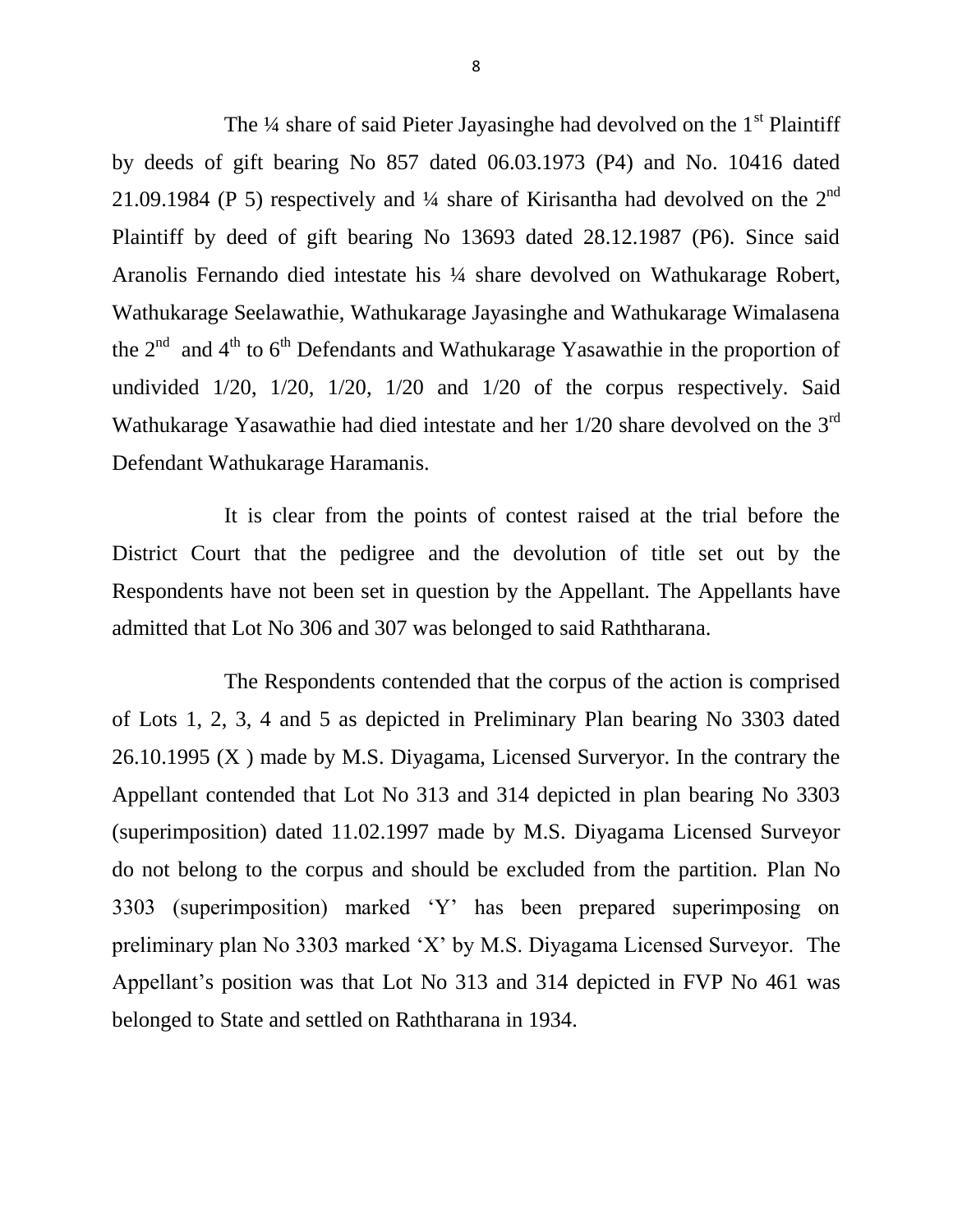The ¼ share of said Pieter Jayasinghe had devolved on the 1st Plaintiff by deeds of gift bearing No 857 dated 06.03.1973 (P4) and No. 10416 dated 21.09.1984 (P 5) respectively and ¼ share of Kirisantha had devolved on the 2nd Plaintiff by deed of gift bearing No 13693 dated 28.12.1987 (P6). Since said Aranolis Fernando died intestate his ¼ share devolved on Wathukarage Robert, Wathukarage Seelawathie, Wathukarage Jayasinghe and Wathukarage Wimalasena the 2nd and 4th to 6th Defendants and Wathukarage Yasawathie in the proportion of undivided 1/20, 1/20, 1/20, 1/20 and 1/20 of the corpus respectively. Said Wathukarage Yasawathie had died intestate and her 1/20 share devolved on the 3rd Defendant Wathukarage Haramanis.

It is clear from the points of contest raised at the trial before the District Court that the pedigree and the devolution of title set out by the Respondents have not been set in question by the Appellant. The Appellants have admitted that Lot No 306 and 307 was belonged to said Raththarana.

The Respondents contended that the corpus of the action is comprised of Lots 1, 2, 3, 4 and 5 as depicted in Preliminary Plan bearing No 3303 dated 26.10.1995 (X ) made by M.S. Diyagama, Licensed Surveryor. In the contrary the Appellant contended that Lot No 313 and 314 depicted in plan bearing No 3303 (superimposition) dated 11.02.1997 made by M.S. Diyagama Licensed Surveyor do not belong to the corpus and should be excluded from the partition. Plan No 3303 (superimposition) marked 'Y' has been prepared superimposing on preliminary plan No 3303 marked 'X' by M.S. Diyagama Licensed Surveyor. The Appellant's position was that Lot No 313 and 314 depicted in FVP No 461 was belonged to State and settled on Raththarana in 1934.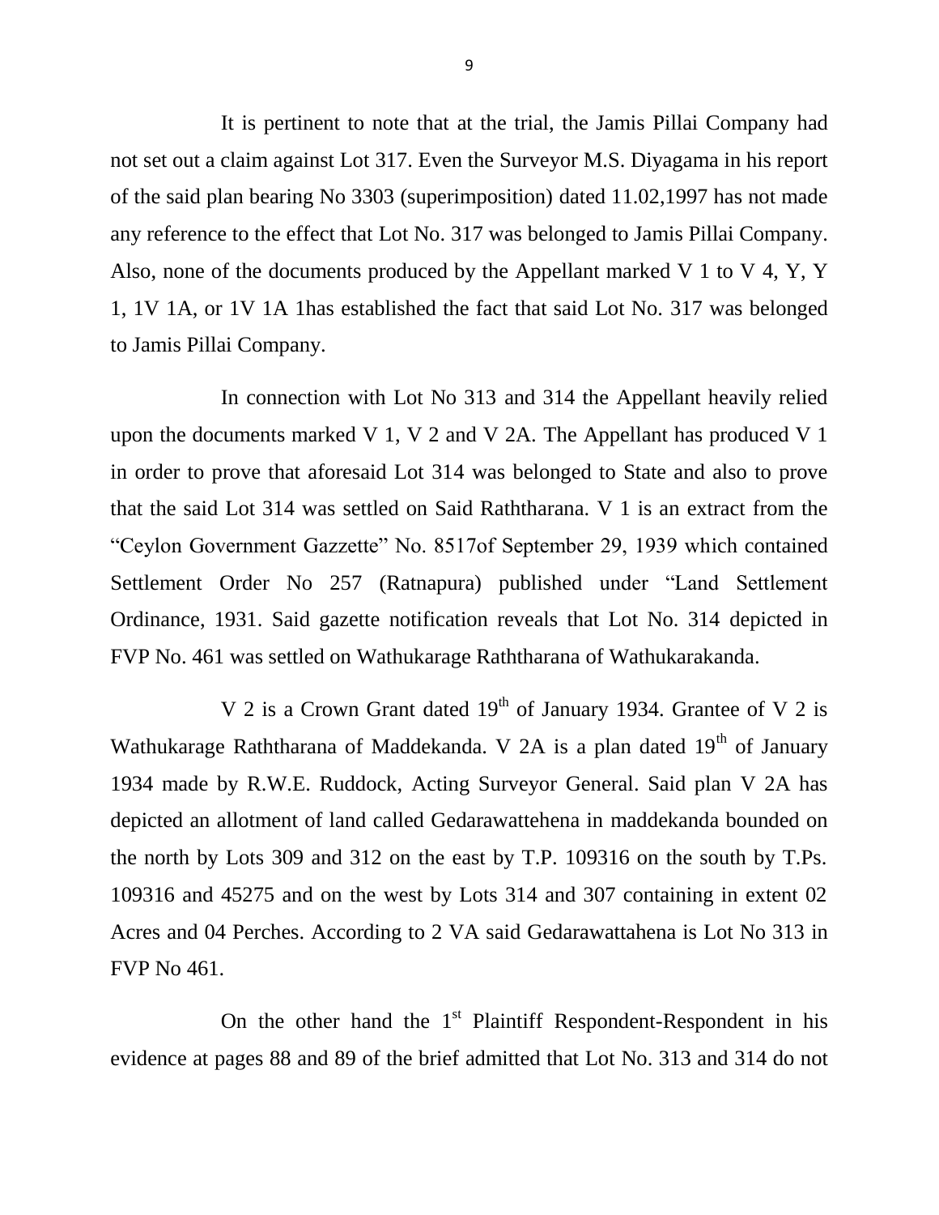It is pertinent to note that at the trial, the Jamis Pillai Company had not set out a claim against Lot 317. Even the Surveyor M.S. Diyagama in his report of the said plan bearing No 3303 (superimposition) dated 11.02,1997 has not made any reference to the effect that Lot No. 317 was belonged to Jamis Pillai Company. Also, none of the documents produced by the Appellant marked V 1 to V 4, Y, Y 1, 1V 1A, or 1V 1A 1has established the fact that said Lot No. 317 was belonged to Jamis Pillai Company.

In connection with Lot No 313 and 314 the Appellant heavily relied upon the documents marked V 1, V 2 and V 2A. The Appellant has produced V 1 in order to prove that aforesaid Lot 314 was belonged to State and also to prove that the said Lot 314 was settled on Said Raththarana. V 1 is an extract from the "Ceylon Government Gazzette" No. 8517of September 29, 1939 which contained Settlement Order No 257 (Ratnapura) published under "Land Settlement Ordinance, 1931. Said gazette notification reveals that Lot No. 314 depicted in FVP No. 461 was settled on Wathukarage Raththarana of Wathukarakanda.

V 2 is a Crown Grant dated 19th of January 1934. Grantee of V 2 is Wathukarage Raththarana of Maddekanda. V 2A is a plan dated 19th of January 1934 made by R.W.E. Ruddock, Acting Surveyor General. Said plan V 2A has depicted an allotment of land called Gedarawattehena in maddekanda bounded on the north by Lots 309 and 312 on the east by T.P. 109316 on the south by T.Ps. 109316 and 45275 and on the west by Lots 314 and 307 containing in extent 02 Acres and 04 Perches. According to 2 VA said Gedarawattahena is Lot No 313 in FVP No 461.

On the other hand the 1st Plaintiff Respondent-Respondent in his evidence at pages 88 and 89 of the brief admitted that Lot No. 313 and 314 do not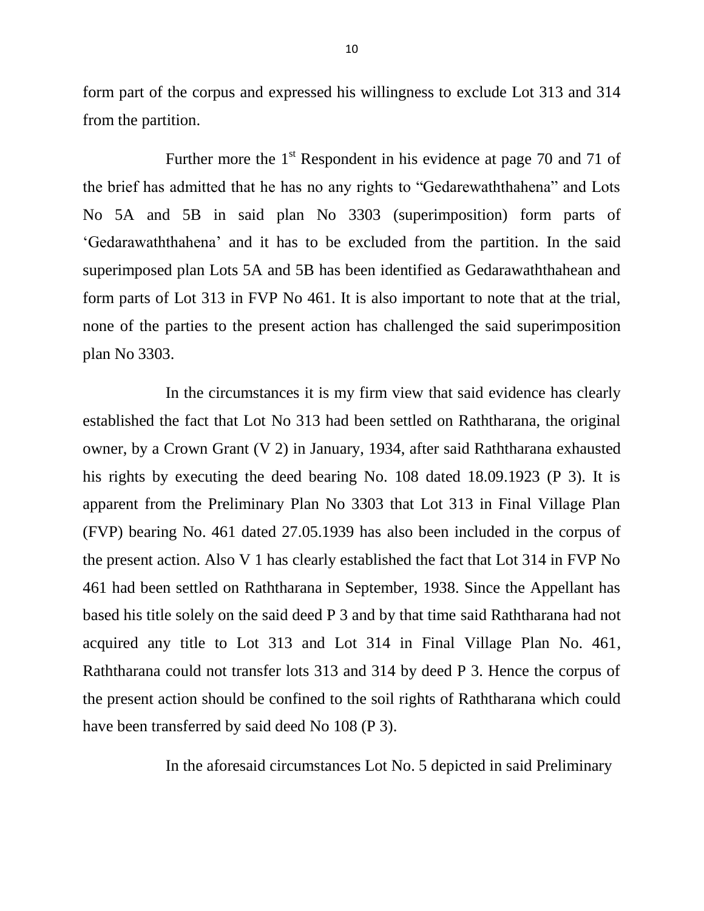form part of the corpus and expressed his willingness to exclude Lot 313 and 314 from the partition.

Further more the 1st Respondent in his evidence at page 70 and 71 of the brief has admitted that he has no any rights to "Gedarewaththahena" and Lots No 5A and 5B in said plan No 3303 (superimposition) form parts of 'Gedarawaththahena' and it has to be excluded from the partition. In the said superimposed plan Lots 5A and 5B has been identified as Gedarawaththahean and form parts of Lot 313 in FVP No 461. It is also important to note that at the trial, none of the parties to the present action has challenged the said superimposition plan No 3303.

In the circumstances it is my firm view that said evidence has clearly established the fact that Lot No 313 had been settled on Raththarana, the original owner, by a Crown Grant (V 2) in January, 1934, after said Raththarana exhausted his rights by executing the deed bearing No. 108 dated 18.09.1923 (P 3). It is apparent from the Preliminary Plan No 3303 that Lot 313 in Final Village Plan (FVP) bearing No. 461 dated 27.05.1939 has also been included in the corpus of the present action. Also V 1 has clearly established the fact that Lot 314 in FVP No 461 had been settled on Raththarana in September, 1938. Since the Appellant has based his title solely on the said deed P 3 and by that time said Raththarana had not acquired any title to Lot 313 and Lot 314 in Final Village Plan No. 461, Raththarana could not transfer lots 313 and 314 by deed P 3. Hence the corpus of the present action should be confined to the soil rights of Raththarana which could have been transferred by said deed No 108 (P 3).

In the aforesaid circumstances Lot No. 5 depicted in said Preliminary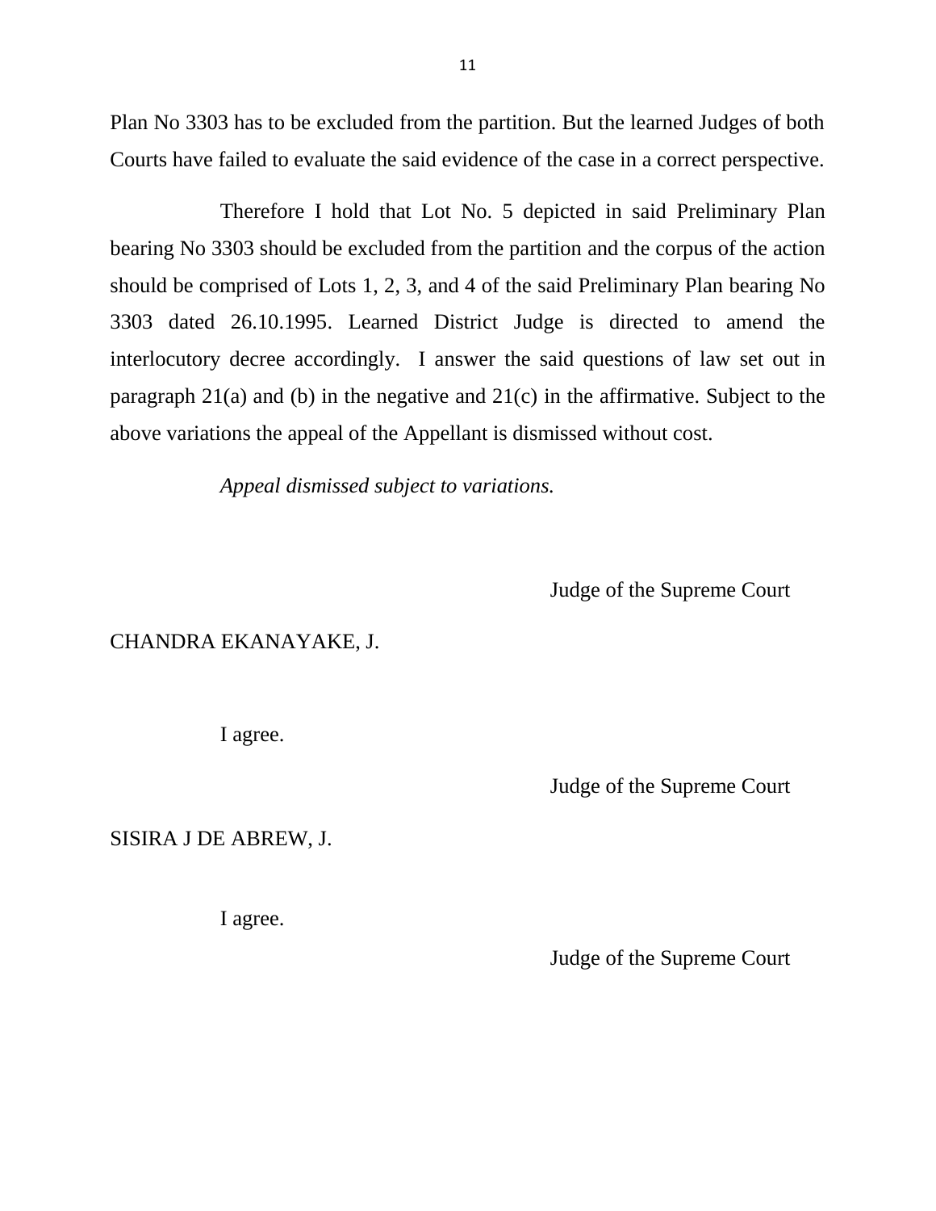Plan No 3303 has to be excluded from the partition. But the learned Judges of both Courts have failed to evaluate the said evidence of the case in a correct perspective.

Therefore I hold that Lot No. 5 depicted in said Preliminary Plan bearing No 3303 should be excluded from the partition and the corpus of the action should be comprised of Lots 1, 2, 3, and 4 of the said Preliminary Plan bearing No 3303 dated 26.10.1995. Learned District Judge is directed to amend the interlocutory decree accordingly. I answer the said questions of law set out in paragraph 21(a) and (b) in the negative and 21(c) in the affirmative. Subject to the above variations the appeal of the Appellant is dismissed without cost.

*Appeal dismissed subject to variations.*

Judge of the Supreme Court

CHANDRA EKANAYAKE, J.

I agree.

Judge of the Supreme Court

SISIRA J DE ABREW, J.

I agree.

Judge of the Supreme Court